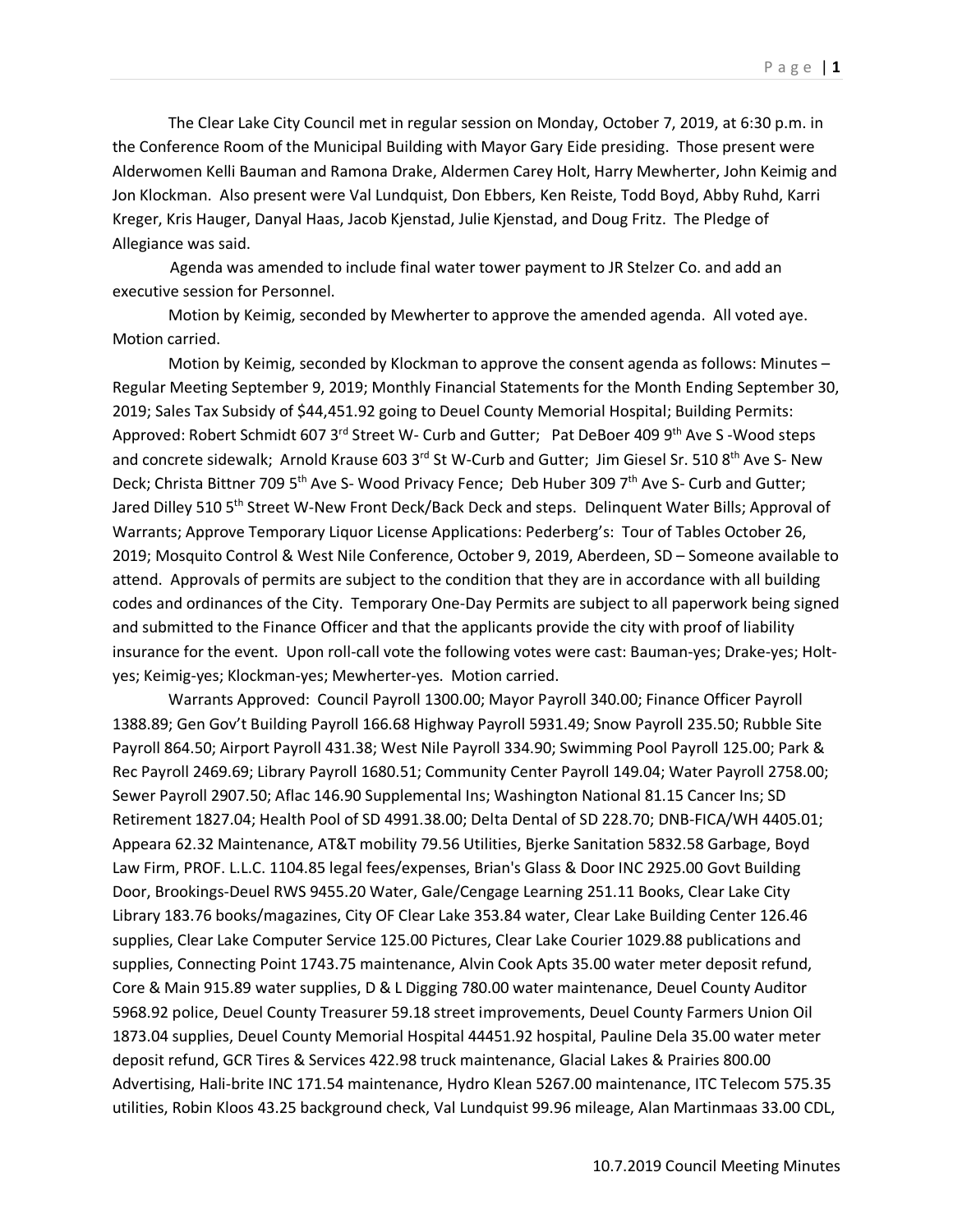The Clear Lake City Council met in regular session on Monday, October 7, 2019, at 6:30 p.m. in the Conference Room of the Municipal Building with Mayor Gary Eide presiding. Those present were Alderwomen Kelli Bauman and Ramona Drake, Aldermen Carey Holt, Harry Mewherter, John Keimig and Jon Klockman. Also present were Val Lundquist, Don Ebbers, Ken Reiste, Todd Boyd, Abby Ruhd, Karri Kreger, Kris Hauger, Danyal Haas, Jacob Kjenstad, Julie Kjenstad, and Doug Fritz. The Pledge of Allegiance was said.

Agenda was amended to include final water tower payment to JR Stelzer Co. and add an executive session for Personnel.

Motion by Keimig, seconded by Mewherter to approve the amended agenda. All voted aye. Motion carried.

Motion by Keimig, seconded by Klockman to approve the consent agenda as follows: Minutes – Regular Meeting September 9, 2019; Monthly Financial Statements for the Month Ending September 30, 2019; Sales Tax Subsidy of $44,451.92 going to Deuel County Memorial Hospital; Building Permits: Approved: Robert Schmidt 607 3rd Street W- Curb and Gutter; Pat DeBoer 409 9th Ave S -Wood steps and concrete sidewalk; Arnold Krause 603 3rd St W-Curb and Gutter; Jim Giesel Sr. 510 8th Ave S- New Deck; Christa Bittner 709 5th Ave S- Wood Privacy Fence; Deb Huber 309 7th Ave S- Curb and Gutter; Jared Dilley 510 5th Street W-New Front Deck/Back Deck and steps. Delinquent Water Bills; Approval of Warrants; Approve Temporary Liquor License Applications: Pederberg's: Tour of Tables October 26, 2019; Mosquito Control & West Nile Conference, October 9, 2019, Aberdeen, SD – Someone available to attend. Approvals of permits are subject to the condition that they are in accordance with all building codes and ordinances of the City. Temporary One-Day Permits are subject to all paperwork being signed and submitted to the Finance Officer and that the applicants provide the city with proof of liability insurance for the event. Upon roll-call vote the following votes were cast: Bauman-yes; Drake-yes; Holt-yes; Keimig-yes; Klockman-yes; Mewherter-yes. Motion carried.

Warrants Approved: Council Payroll 1300.00; Mayor Payroll 340.00; Finance Officer Payroll 1388.89; Gen Gov't Building Payroll 166.68 Highway Payroll 5931.49; Snow Payroll 235.50; Rubble Site Payroll 864.50; Airport Payroll 431.38; West Nile Payroll 334.90; Swimming Pool Payroll 125.00; Park & Rec Payroll 2469.69; Library Payroll 1680.51; Community Center Payroll 149.04; Water Payroll 2758.00; Sewer Payroll 2907.50; Aflac 146.90 Supplemental Ins; Washington National 81.15 Cancer Ins; SD Retirement 1827.04; Health Pool of SD 4991.38.00; Delta Dental of SD 228.70; DNB-FICA/WH 4405.01; Appeara 62.32 Maintenance, AT&T mobility 79.56 Utilities, Bjerke Sanitation 5832.58 Garbage, Boyd Law Firm, PROF. L.L.C. 1104.85 legal fees/expenses, Brian's Glass & Door INC 2925.00 Govt Building Door, Brookings-Deuel RWS 9455.20 Water, Gale/Cengage Learning 251.11 Books, Clear Lake City Library 183.76 books/magazines, City OF Clear Lake 353.84 water, Clear Lake Building Center 126.46 supplies, Clear Lake Computer Service 125.00 Pictures, Clear Lake Courier 1029.88 publications and supplies, Connecting Point 1743.75 maintenance, Alvin Cook Apts 35.00 water meter deposit refund, Core & Main 915.89 water supplies, D & L Digging 780.00 water maintenance, Deuel County Auditor 5968.92 police, Deuel County Treasurer 59.18 street improvements, Deuel County Farmers Union Oil 1873.04 supplies, Deuel County Memorial Hospital 44451.92 hospital, Pauline Dela 35.00 water meter deposit refund, GCR Tires & Services 422.98 truck maintenance, Glacial Lakes & Prairies 800.00 Advertising, Hali-brite INC 171.54 maintenance, Hydro Klean 5267.00 maintenance, ITC Telecom 575.35 utilities, Robin Kloos 43.25 background check, Val Lundquist 99.96 mileage, Alan Martinmaas 33.00 CDL,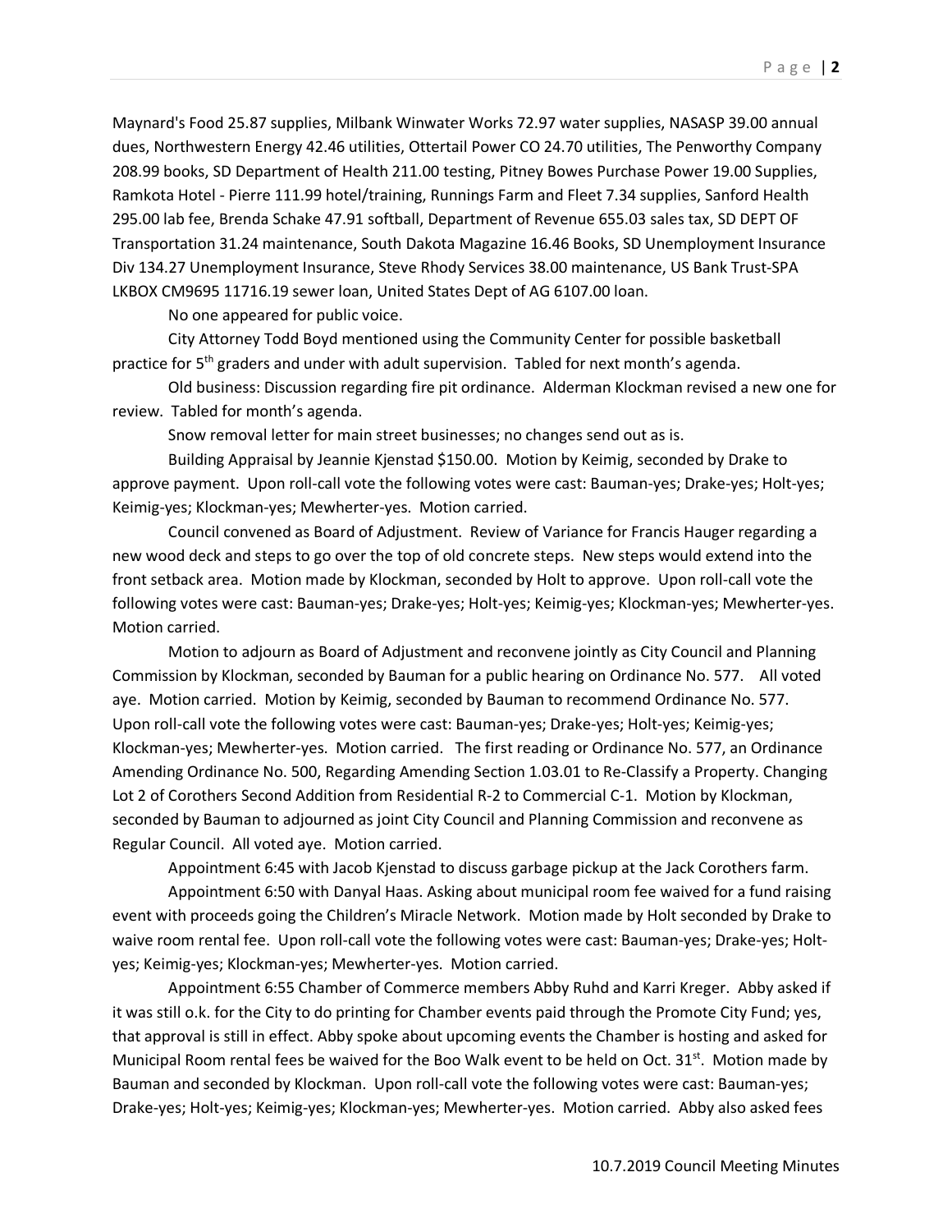Maynard's Food 25.87 supplies, Milbank Winwater Works 72.97 water supplies, NASASP 39.00 annual dues, Northwestern Energy 42.46 utilities, Ottertail Power CO 24.70 utilities, The Penworthy Company 208.99 books, SD Department of Health 211.00 testing, Pitney Bowes Purchase Power 19.00 Supplies, Ramkota Hotel - Pierre 111.99 hotel/training, Runnings Farm and Fleet 7.34 supplies, Sanford Health 295.00 lab fee, Brenda Schake 47.91 softball, Department of Revenue 655.03 sales tax, SD DEPT OF Transportation 31.24 maintenance, South Dakota Magazine 16.46 Books, SD Unemployment Insurance Div 134.27 Unemployment Insurance, Steve Rhody Services 38.00 maintenance, US Bank Trust-SPA LKBOX CM9695 11716.19 sewer loan, United States Dept of AG 6107.00 loan.

No one appeared for public voice.

City Attorney Todd Boyd mentioned using the Community Center for possible basketball practice for 5th graders and under with adult supervision. Tabled for next month's agenda.

Old business: Discussion regarding fire pit ordinance. Alderman Klockman revised a new one for review. Tabled for month's agenda.

Snow removal letter for main street businesses; no changes send out as is.

Building Appraisal by Jeannie Kjenstad $150.00. Motion by Keimig, seconded by Drake to approve payment. Upon roll-call vote the following votes were cast: Bauman-yes; Drake-yes; Holt-yes; Keimig-yes; Klockman-yes; Mewherter-yes. Motion carried.

Council convened as Board of Adjustment. Review of Variance for Francis Hauger regarding a new wood deck and steps to go over the top of old concrete steps. New steps would extend into the front setback area. Motion made by Klockman, seconded by Holt to approve. Upon roll-call vote the following votes were cast: Bauman-yes; Drake-yes; Holt-yes; Keimig-yes; Klockman-yes; Mewherter-yes. Motion carried.

Motion to adjourn as Board of Adjustment and reconvene jointly as City Council and Planning Commission by Klockman, seconded by Bauman for a public hearing on Ordinance No. 577. All voted aye. Motion carried. Motion by Keimig, seconded by Bauman to recommend Ordinance No. 577. Upon roll-call vote the following votes were cast: Bauman-yes; Drake-yes; Holt-yes; Keimig-yes; Klockman-yes; Mewherter-yes. Motion carried. The first reading or Ordinance No. 577, an Ordinance Amending Ordinance No. 500, Regarding Amending Section 1.03.01 to Re-Classify a Property. Changing Lot 2 of Corothers Second Addition from Residential R-2 to Commercial C-1. Motion by Klockman, seconded by Bauman to adjourned as joint City Council and Planning Commission and reconvene as Regular Council. All voted aye. Motion carried.

Appointment 6:45 with Jacob Kjenstad to discuss garbage pickup at the Jack Corothers farm.

Appointment 6:50 with Danyal Haas. Asking about municipal room fee waived for a fund raising event with proceeds going the Children's Miracle Network. Motion made by Holt seconded by Drake to waive room rental fee. Upon roll-call vote the following votes were cast: Bauman-yes; Drake-yes; Holt-yes; Keimig-yes; Klockman-yes; Mewherter-yes. Motion carried.

Appointment 6:55 Chamber of Commerce members Abby Ruhd and Karri Kreger. Abby asked if it was still o.k. for the City to do printing for Chamber events paid through the Promote City Fund; yes, that approval is still in effect. Abby spoke about upcoming events the Chamber is hosting and asked for Municipal Room rental fees be waived for the Boo Walk event to be held on Oct. 31st. Motion made by Bauman and seconded by Klockman. Upon roll-call vote the following votes were cast: Bauman-yes; Drake-yes; Holt-yes; Keimig-yes; Klockman-yes; Mewherter-yes. Motion carried. Abby also asked fees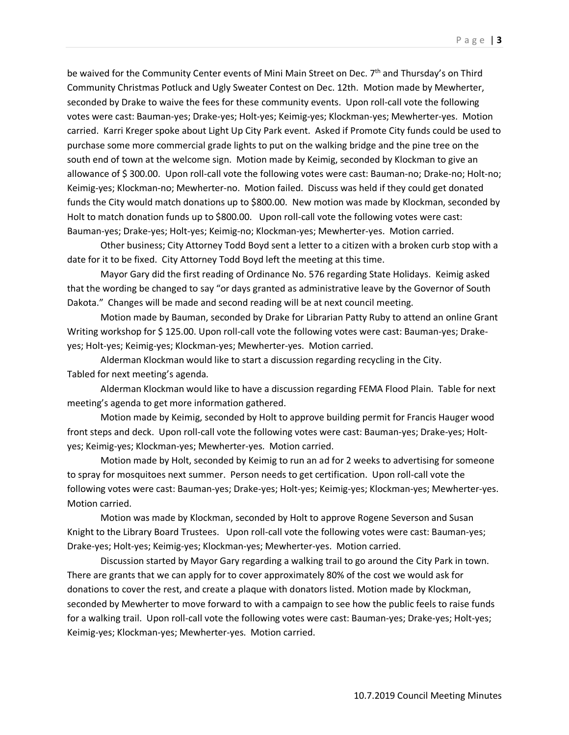be waived for the Community Center events of Mini Main Street on Dec. 7th and Thursday's on Third Community Christmas Potluck and Ugly Sweater Contest on Dec. 12th. Motion made by Mewherter, seconded by Drake to waive the fees for these community events. Upon roll-call vote the following votes were cast: Bauman-yes; Drake-yes; Holt-yes; Keimig-yes; Klockman-yes; Mewherter-yes. Motion carried. Karri Kreger spoke about Light Up City Park event. Asked if Promote City funds could be used to purchase some more commercial grade lights to put on the walking bridge and the pine tree on the south end of town at the welcome sign. Motion made by Keimig, seconded by Klockman to give an allowance of $ 300.00. Upon roll-call vote the following votes were cast: Bauman-no; Drake-no; Holt-no; Keimig-yes; Klockman-no; Mewherter-no. Motion failed. Discuss was held if they could get donated funds the City would match donations up to $800.00. New motion was made by Klockman, seconded by Holt to match donation funds up to $800.00. Upon roll-call vote the following votes were cast: Bauman-yes; Drake-yes; Holt-yes; Keimig-no; Klockman-yes; Mewherter-yes. Motion carried.

Other business; City Attorney Todd Boyd sent a letter to a citizen with a broken curb stop with a date for it to be fixed. City Attorney Todd Boyd left the meeting at this time.

Mayor Gary did the first reading of Ordinance No. 576 regarding State Holidays. Keimig asked that the wording be changed to say "or days granted as administrative leave by the Governor of South Dakota." Changes will be made and second reading will be at next council meeting.

Motion made by Bauman, seconded by Drake for Librarian Patty Ruby to attend an online Grant Writing workshop for $ 125.00. Upon roll-call vote the following votes were cast: Bauman-yes; Drake-yes; Holt-yes; Keimig-yes; Klockman-yes; Mewherter-yes. Motion carried.

Alderman Klockman would like to start a discussion regarding recycling in the City. Tabled for next meeting's agenda.

Alderman Klockman would like to have a discussion regarding FEMA Flood Plain. Table for next meeting's agenda to get more information gathered.

Motion made by Keimig, seconded by Holt to approve building permit for Francis Hauger wood front steps and deck. Upon roll-call vote the following votes were cast: Bauman-yes; Drake-yes; Holt-yes; Keimig-yes; Klockman-yes; Mewherter-yes. Motion carried.

Motion made by Holt, seconded by Keimig to run an ad for 2 weeks to advertising for someone to spray for mosquitoes next summer. Person needs to get certification. Upon roll-call vote the following votes were cast: Bauman-yes; Drake-yes; Holt-yes; Keimig-yes; Klockman-yes; Mewherter-yes. Motion carried.

Motion was made by Klockman, seconded by Holt to approve Rogene Severson and Susan Knight to the Library Board Trustees. Upon roll-call vote the following votes were cast: Bauman-yes; Drake-yes; Holt-yes; Keimig-yes; Klockman-yes; Mewherter-yes. Motion carried.

Discussion started by Mayor Gary regarding a walking trail to go around the City Park in town. There are grants that we can apply for to cover approximately 80% of the cost we would ask for donations to cover the rest, and create a plaque with donators listed. Motion made by Klockman, seconded by Mewherter to move forward to with a campaign to see how the public feels to raise funds for a walking trail. Upon roll-call vote the following votes were cast: Bauman-yes; Drake-yes; Holt-yes; Keimig-yes; Klockman-yes; Mewherter-yes. Motion carried.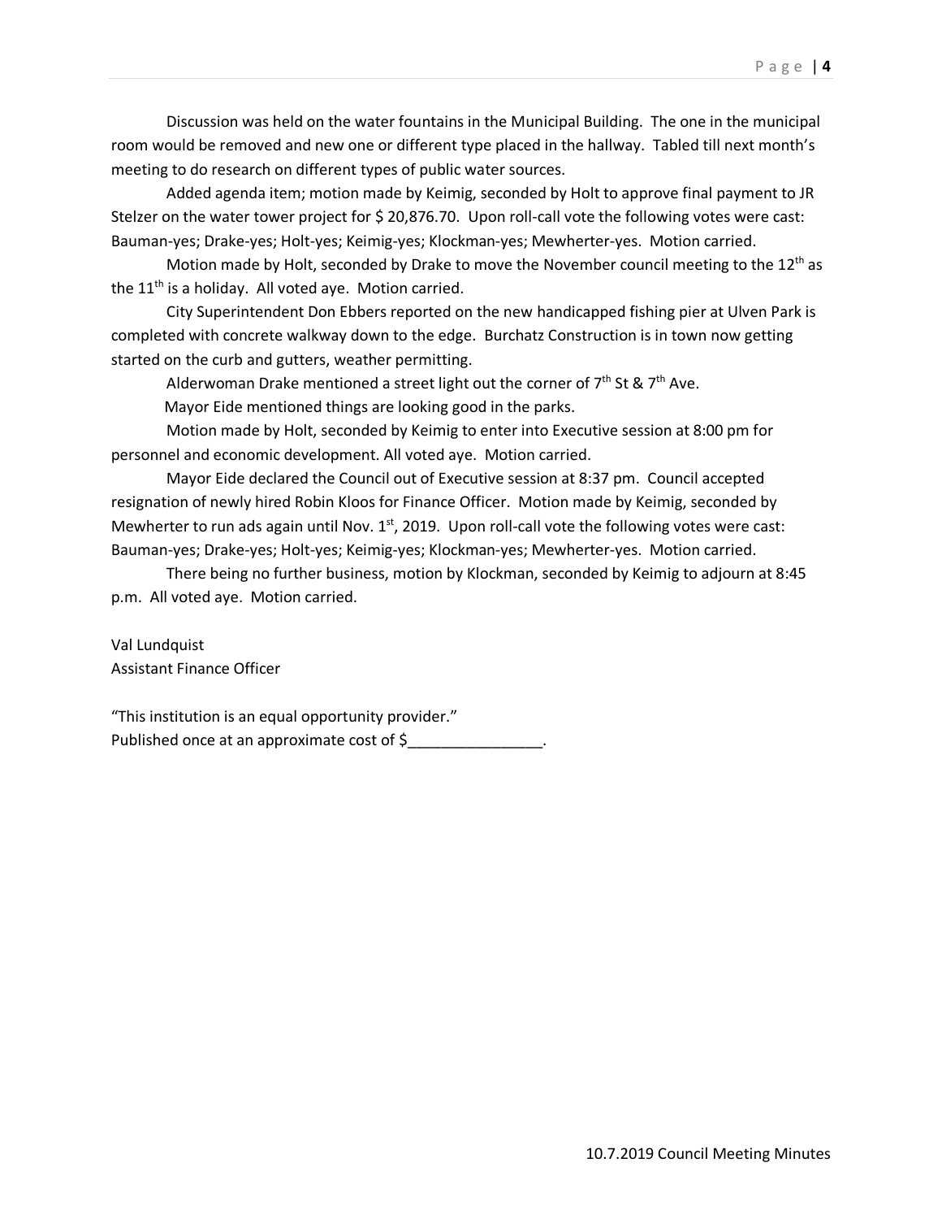Discussion was held on the water fountains in the Municipal Building. The one in the municipal room would be removed and new one or different type placed in the hallway. Tabled till next month's meeting to do research on different types of public water sources.

Added agenda item; motion made by Keimig, seconded by Holt to approve final payment to JR Stelzer on the water tower project for $ 20,876.70. Upon roll-call vote the following votes were cast: Bauman-yes; Drake-yes; Holt-yes; Keimig-yes; Klockman-yes; Mewherter-yes. Motion carried.

Motion made by Holt, seconded by Drake to move the November council meeting to the 12th as the 11th is a holiday. All voted aye. Motion carried.

City Superintendent Don Ebbers reported on the new handicapped fishing pier at Ulven Park is completed with concrete walkway down to the edge. Burchatz Construction is in town now getting started on the curb and gutters, weather permitting.

Alderwoman Drake mentioned a street light out the corner of 7th St & 7th Ave.

Mayor Eide mentioned things are looking good in the parks.

Motion made by Holt, seconded by Keimig to enter into Executive session at 8:00 pm for personnel and economic development. All voted aye. Motion carried.

Mayor Eide declared the Council out of Executive session at 8:37 pm. Council accepted resignation of newly hired Robin Kloos for Finance Officer. Motion made by Keimig, seconded by Mewherter to run ads again until Nov. 1st, 2019. Upon roll-call vote the following votes were cast: Bauman-yes; Drake-yes; Holt-yes; Keimig-yes; Klockman-yes; Mewherter-yes. Motion carried.

There being no further business, motion by Klockman, seconded by Keimig to adjourn at 8:45 p.m. All voted aye. Motion carried.

Val Lundquist
Assistant Finance Officer

"This institution is an equal opportunity provider."
Published once at an approximate cost of $________________.

10.7.2019 Council Meeting Minutes